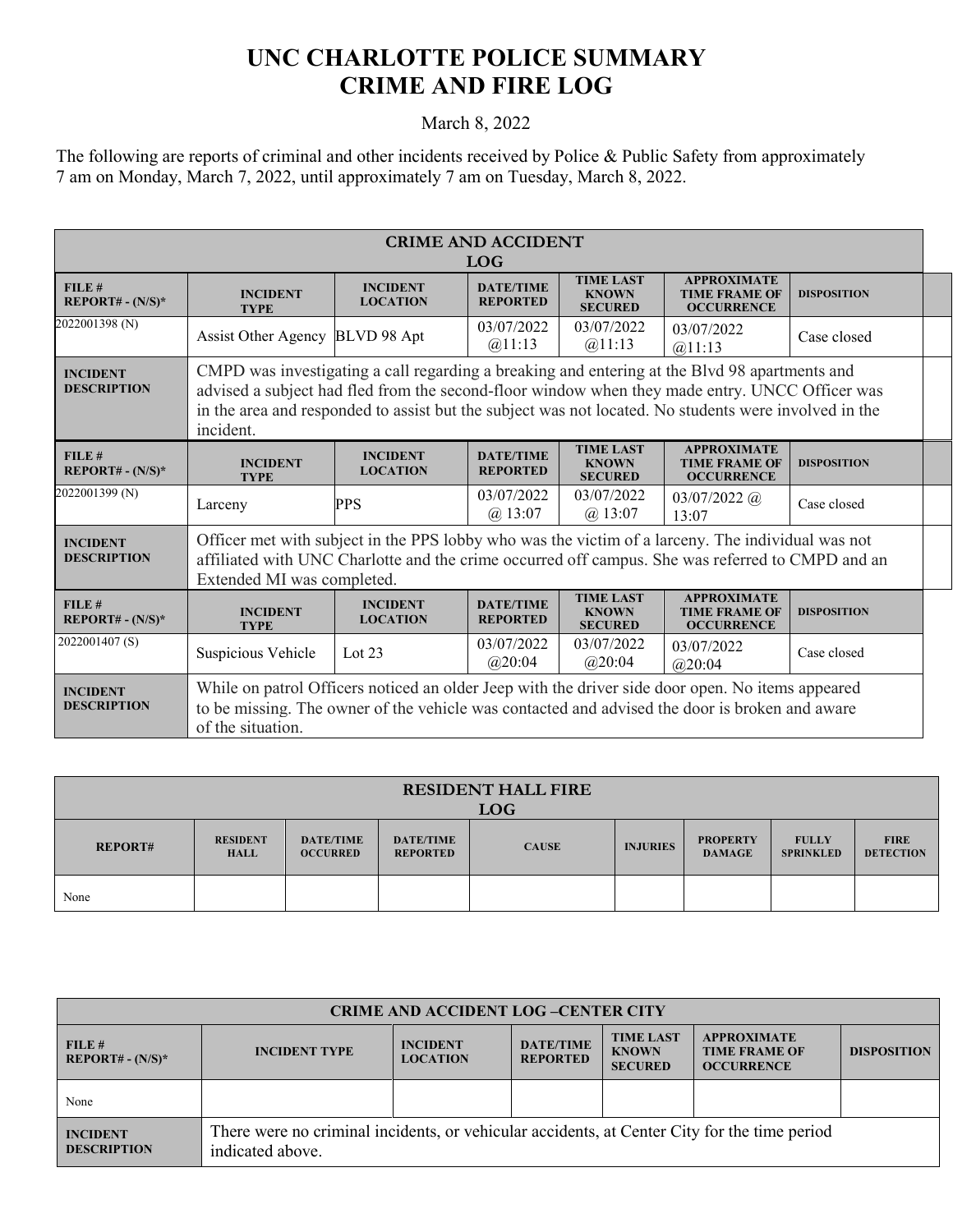# UNC CHARLOTTE POLICE SUMMARY
# CRIME AND FIRE LOG

March 8, 2022

The following are reports of criminal and other incidents received by Police & Public Safety from approximately 7 am on Monday, March 7, 2022, until approximately 7 am on Tuesday, March 8, 2022.

## CRIME AND ACCIDENT LOG

| FILE # REPORT# - (N/S)* | INCIDENT TYPE | INCIDENT LOCATION | DATE/TIME REPORTED | TIME LAST KNOWN SECURED | APPROXIMATE TIME FRAME OF OCCURRENCE | DISPOSITION |
|---|---|---|---|---|---|---|
| 2022001398 (N) | Assist Other Agency | BLVD 98 Apt | 03/07/2022 @11:13 | 03/07/2022 @11:13 | 03/07/2022 @11:13 | Case closed |
| INCIDENT DESCRIPTION | CMPD was investigating a call regarding a breaking and entering at the Blvd 98 apartments and advised a subject had fled from the second-floor window when they made entry. UNCC Officer was in the area and responded to assist but the subject was not located. No students were involved in the incident. | | | | | |
| FILE # REPORT# - (N/S)* | INCIDENT TYPE | INCIDENT LOCATION | DATE/TIME REPORTED | TIME LAST KNOWN SECURED | APPROXIMATE TIME FRAME OF OCCURRENCE | DISPOSITION |
| 2022001399 (N) | Larceny | PPS | 03/07/2022 @ 13:07 | 03/07/2022 @ 13:07 | 03/07/2022 @ 13:07 | Case closed |
| INCIDENT DESCRIPTION | Officer met with subject in the PPS lobby who was the victim of a larceny. The individual was not affiliated with UNC Charlotte and the crime occurred off campus. She was referred to CMPD and an Extended MI was completed. | | | | | |
| FILE # REPORT# - (N/S)* | INCIDENT TYPE | INCIDENT LOCATION | DATE/TIME REPORTED | TIME LAST KNOWN SECURED | APPROXIMATE TIME FRAME OF OCCURRENCE | DISPOSITION |
| 2022001407 (S) | Suspicious Vehicle | Lot 23 | 03/07/2022 @20:04 | 03/07/2022 @20:04 | 03/07/2022 @20:04 | Case closed |
| INCIDENT DESCRIPTION | While on patrol Officers noticed an older Jeep with the driver side door open. No items appeared to be missing. The owner of the vehicle was contacted and advised the door is broken and aware of the situation. | | | | | |

## RESIDENT HALL FIRE LOG

| REPORT# | RESIDENT HALL | DATE/TIME OCCURRED | DATE/TIME REPORTED | CAUSE | INJURIES | PROPERTY DAMAGE | FULLY SPRINKLED | FIRE DETECTION |
|---|---|---|---|---|---|---|---|---|
| None | | | | | | | | |

## CRIME AND ACCIDENT LOG –CENTER CITY

| FILE # REPORT# - (N/S)* | INCIDENT TYPE | INCIDENT LOCATION | DATE/TIME REPORTED | TIME LAST KNOWN SECURED | APPROXIMATE TIME FRAME OF OCCURRENCE | DISPOSITION |
|---|---|---|---|---|---|---|
| None | | | | | | |
| INCIDENT DESCRIPTION | There were no criminal incidents, or vehicular accidents, at Center City for the time period indicated above. | | | | | |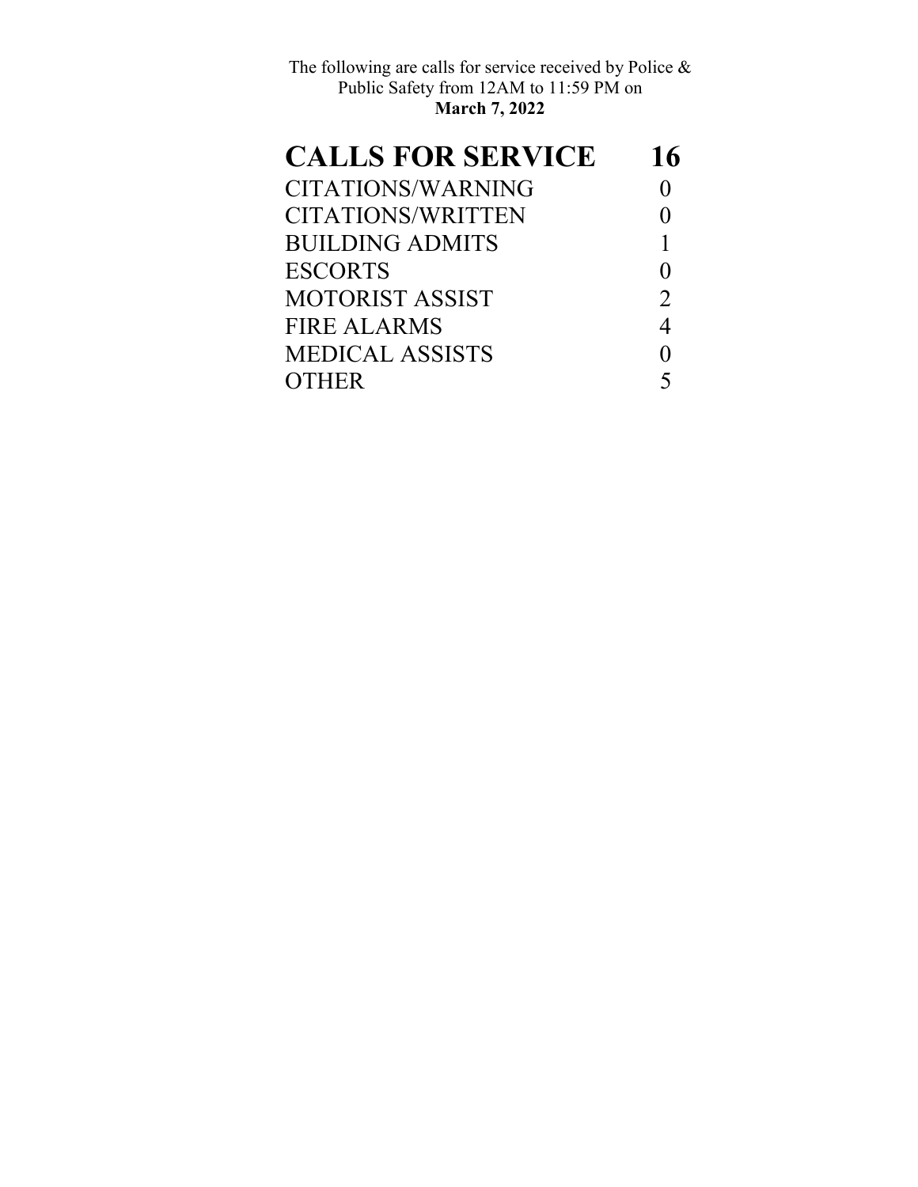The following are calls for service received by Police & Public Safety from 12AM to 11:59 PM on
**March 7, 2022**

| | |
|---|---|
| **CALLS FOR SERVICE** | **16** |
| CITATIONS/WARNING | 0 |
| CITATIONS/WRITTEN | 0 |
| BUILDING ADMITS | 1 |
| ESCORTS | 0 |
| MOTORIST ASSIST | 2 |
| FIRE ALARMS | 4 |
| MEDICAL ASSISTS | 0 |
| OTHER | 5 |